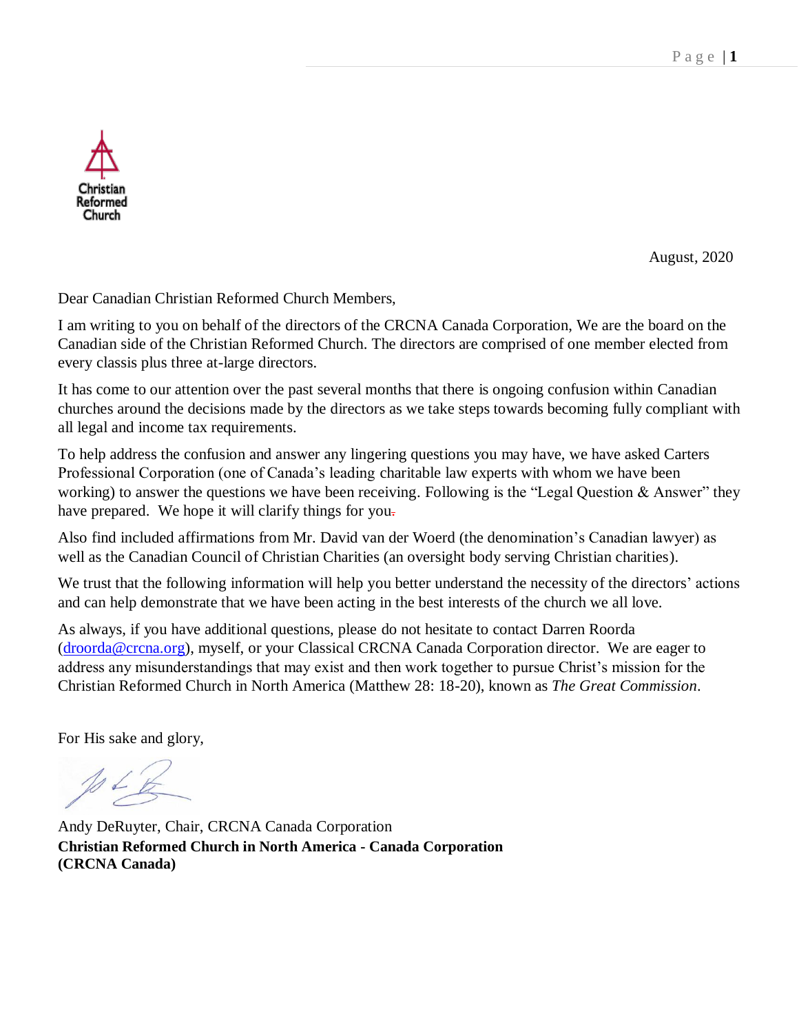Christian Reformed Church

August, 2020

Dear Canadian Christian Reformed Church Members,

I am writing to you on behalf of the directors of the CRCNA Canada Corporation, We are the board on the Canadian side of the Christian Reformed Church. The directors are comprised of one member elected from every classis plus three at-large directors.

It has come to our attention over the past several months that there is ongoing confusion within Canadian churches around the decisions made by the directors as we take steps towards becoming fully compliant with all legal and income tax requirements.

To help address the confusion and answer any lingering questions you may have, we have asked Carters Professional Corporation (one of Canada's leading charitable law experts with whom we have been working) to answer the questions we have been receiving. Following is the "Legal Question & Answer" they have prepared. We hope it will clarify things for you.

Also find included affirmations from Mr. David van der Woerd (the denomination's Canadian lawyer) as well as the Canadian Council of Christian Charities (an oversight body serving Christian charities).

We trust that the following information will help you better understand the necessity of the directors' actions and can help demonstrate that we have been acting in the best interests of the church we all love.

As always, if you have additional questions, please do not hesitate to contact Darren Roorda (droorda@crcna.org), myself, or your Classical CRCNA Canada Corporation director. We are eager to address any misunderstandings that may exist and then work together to pursue Christ's mission for the Christian Reformed Church in North America (Matthew 28: 18-20), known as *The Great Commission*.

For His sake and glory,

Andy DeRuyter, Chair, CRCNA Canada Corporation
**Christian Reformed Church in North America - Canada Corporation**
**(CRCNA Canada)**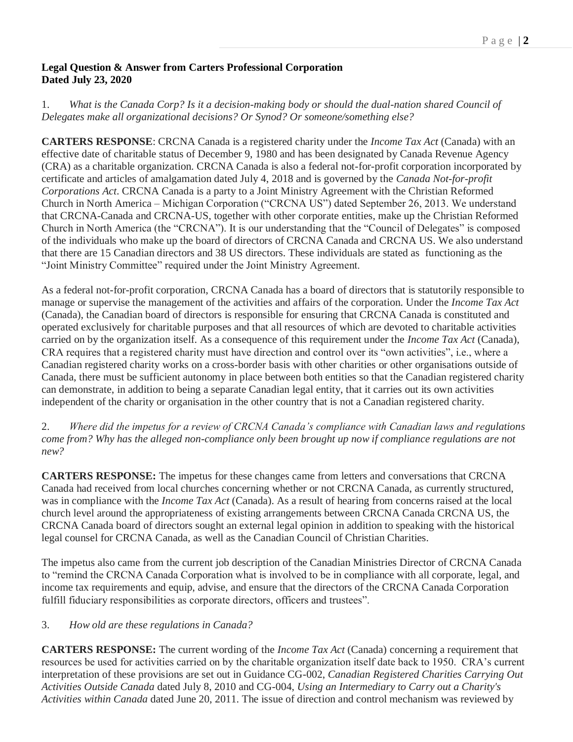**Legal Question & Answer from Carters Professional Corporation**
**Dated July 23, 2020**

1. *What is the Canada Corp? Is it a decision-making body or should the dual-nation shared Council of Delegates make all organizational decisions? Or Synod? Or someone/something else?*

**CARTERS RESPONSE**: CRCNA Canada is a registered charity under the *Income Tax Act* (Canada) with an effective date of charitable status of December 9, 1980 and has been designated by Canada Revenue Agency (CRA) as a charitable organization. CRCNA Canada is also a federal not-for-profit corporation incorporated by certificate and articles of amalgamation dated July 4, 2018 and is governed by the *Canada Not-for-profit Corporations Act*. CRCNA Canada is a party to a Joint Ministry Agreement with the Christian Reformed Church in North America – Michigan Corporation ("CRCNA US") dated September 26, 2013. We understand that CRCNA-Canada and CRCNA-US, together with other corporate entities, make up the Christian Reformed Church in North America (the "CRCNA"). It is our understanding that the "Council of Delegates" is composed of the individuals who make up the board of directors of CRCNA Canada and CRCNA US. We also understand that there are 15 Canadian directors and 38 US directors. These individuals are stated as functioning as the "Joint Ministry Committee" required under the Joint Ministry Agreement.

As a federal not-for-profit corporation, CRCNA Canada has a board of directors that is statutorily responsible to manage or supervise the management of the activities and affairs of the corporation. Under the *Income Tax Act* (Canada), the Canadian board of directors is responsible for ensuring that CRCNA Canada is constituted and operated exclusively for charitable purposes and that all resources of which are devoted to charitable activities carried on by the organization itself. As a consequence of this requirement under the *Income Tax Act* (Canada), CRA requires that a registered charity must have direction and control over its "own activities", i.e., where a Canadian registered charity works on a cross-border basis with other charities or other organisations outside of Canada, there must be sufficient autonomy in place between both entities so that the Canadian registered charity can demonstrate, in addition to being a separate Canadian legal entity, that it carries out its own activities independent of the charity or organisation in the other country that is not a Canadian registered charity.

2. *Where did the impetus for a review of CRCNA Canada's compliance with Canadian laws and regulations come from? Why has the alleged non-compliance only been brought up now if compliance regulations are not new?*

**CARTERS RESPONSE:** The impetus for these changes came from letters and conversations that CRCNA Canada had received from local churches concerning whether or not CRCNA Canada, as currently structured, was in compliance with the *Income Tax Act* (Canada). As a result of hearing from concerns raised at the local church level around the appropriateness of existing arrangements between CRCNA Canada CRCNA US, the CRCNA Canada board of directors sought an external legal opinion in addition to speaking with the historical legal counsel for CRCNA Canada, as well as the Canadian Council of Christian Charities.

The impetus also came from the current job description of the Canadian Ministries Director of CRCNA Canada to "remind the CRCNA Canada Corporation what is involved to be in compliance with all corporate, legal, and income tax requirements and equip, advise, and ensure that the directors of the CRCNA Canada Corporation fulfill fiduciary responsibilities as corporate directors, officers and trustees".

3. *How old are these regulations in Canada?*

**CARTERS RESPONSE:** The current wording of the *Income Tax Act* (Canada) concerning a requirement that resources be used for activities carried on by the charitable organization itself date back to 1950. CRA's current interpretation of these provisions are set out in Guidance CG-002, *Canadian Registered Charities Carrying Out Activities Outside Canada* dated July 8, 2010 and CG-004, *Using an Intermediary to Carry out a Charity's Activities within Canada* dated June 20, 2011. The issue of direction and control mechanism was reviewed by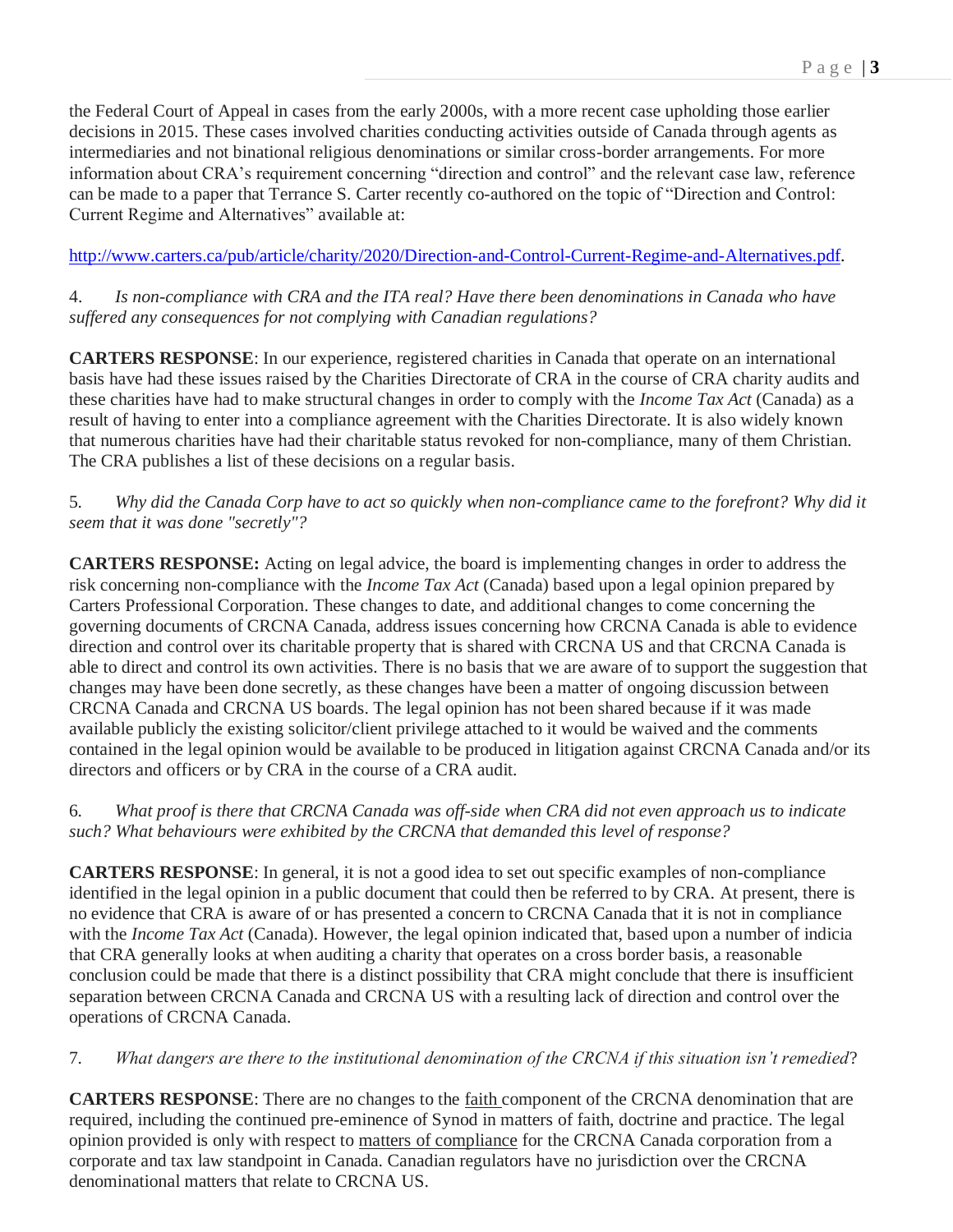the Federal Court of Appeal in cases from the early 2000s, with a more recent case upholding those earlier decisions in 2015. These cases involved charities conducting activities outside of Canada through agents as intermediaries and not binational religious denominations or similar cross-border arrangements. For more information about CRA's requirement concerning "direction and control" and the relevant case law, reference can be made to a paper that Terrance S. Carter recently co-authored on the topic of "Direction and Control: Current Regime and Alternatives" available at:

http://www.carters.ca/pub/article/charity/2020/Direction-and-Control-Current-Regime-and-Alternatives.pdf.

4. *Is non-compliance with CRA and the ITA real? Have there been denominations in Canada who have suffered any consequences for not complying with Canadian regulations?*

**CARTERS RESPONSE**: In our experience, registered charities in Canada that operate on an international basis have had these issues raised by the Charities Directorate of CRA in the course of CRA charity audits and these charities have had to make structural changes in order to comply with the *Income Tax Act* (Canada) as a result of having to enter into a compliance agreement with the Charities Directorate. It is also widely known that numerous charities have had their charitable status revoked for non-compliance, many of them Christian. The CRA publishes a list of these decisions on a regular basis.

5. *Why did the Canada Corp have to act so quickly when non-compliance came to the forefront? Why did it seem that it was done "secretly"?*

**CARTERS RESPONSE:** Acting on legal advice, the board is implementing changes in order to address the risk concerning non-compliance with the *Income Tax Act* (Canada) based upon a legal opinion prepared by Carters Professional Corporation. These changes to date, and additional changes to come concerning the governing documents of CRCNA Canada, address issues concerning how CRCNA Canada is able to evidence direction and control over its charitable property that is shared with CRCNA US and that CRCNA Canada is able to direct and control its own activities. There is no basis that we are aware of to support the suggestion that changes may have been done secretly, as these changes have been a matter of ongoing discussion between CRCNA Canada and CRCNA US boards. The legal opinion has not been shared because if it was made available publicly the existing solicitor/client privilege attached to it would be waived and the comments contained in the legal opinion would be available to be produced in litigation against CRCNA Canada and/or its directors and officers or by CRA in the course of a CRA audit.

6. *What proof is there that CRCNA Canada was off-side when CRA did not even approach us to indicate such? What behaviours were exhibited by the CRCNA that demanded this level of response?*

**CARTERS RESPONSE**: In general, it is not a good idea to set out specific examples of non-compliance identified in the legal opinion in a public document that could then be referred to by CRA. At present, there is no evidence that CRA is aware of or has presented a concern to CRCNA Canada that it is not in compliance with the *Income Tax Act* (Canada). However, the legal opinion indicated that, based upon a number of indicia that CRA generally looks at when auditing a charity that operates on a cross border basis, a reasonable conclusion could be made that there is a distinct possibility that CRA might conclude that there is insufficient separation between CRCNA Canada and CRCNA US with a resulting lack of direction and control over the operations of CRCNA Canada.

7. *What dangers are there to the institutional denomination of the CRCNA if this situation isn't remedied*?

**CARTERS RESPONSE**: There are no changes to the <u>faith</u> component of the CRCNA denomination that are required, including the continued pre-eminence of Synod in matters of faith, doctrine and practice. The legal opinion provided is only with respect to <u>matters of compliance</u> for the CRCNA Canada corporation from a corporate and tax law standpoint in Canada. Canadian regulators have no jurisdiction over the CRCNA denominational matters that relate to CRCNA US.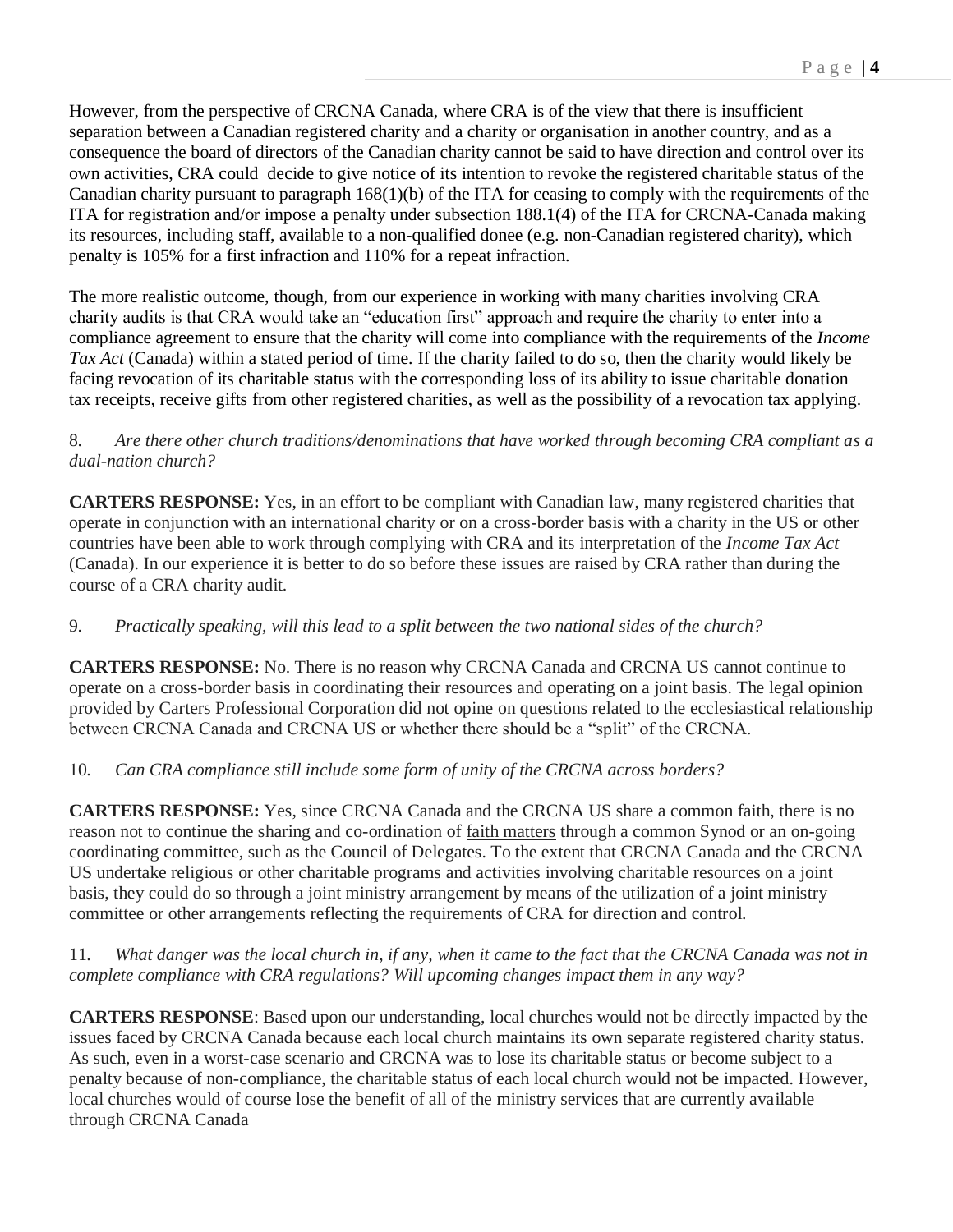However, from the perspective of CRCNA Canada, where CRA is of the view that there is insufficient separation between a Canadian registered charity and a charity or organisation in another country, and as a consequence the board of directors of the Canadian charity cannot be said to have direction and control over its own activities, CRA could decide to give notice of its intention to revoke the registered charitable status of the Canadian charity pursuant to paragraph 168(1)(b) of the ITA for ceasing to comply with the requirements of the ITA for registration and/or impose a penalty under subsection 188.1(4) of the ITA for CRCNA-Canada making its resources, including staff, available to a non-qualified donee (e.g. non-Canadian registered charity), which penalty is 105% for a first infraction and 110% for a repeat infraction.

The more realistic outcome, though, from our experience in working with many charities involving CRA charity audits is that CRA would take an "education first" approach and require the charity to enter into a compliance agreement to ensure that the charity will come into compliance with the requirements of the *Income Tax Act* (Canada) within a stated period of time. If the charity failed to do so, then the charity would likely be facing revocation of its charitable status with the corresponding loss of its ability to issue charitable donation tax receipts, receive gifts from other registered charities, as well as the possibility of a revocation tax applying.

8. *Are there other church traditions/denominations that have worked through becoming CRA compliant as a dual-nation church?*

**CARTERS RESPONSE:** Yes, in an effort to be compliant with Canadian law, many registered charities that operate in conjunction with an international charity or on a cross-border basis with a charity in the US or other countries have been able to work through complying with CRA and its interpretation of the *Income Tax Act* (Canada). In our experience it is better to do so before these issues are raised by CRA rather than during the course of a CRA charity audit.

9. *Practically speaking, will this lead to a split between the two national sides of the church?*

**CARTERS RESPONSE:** No. There is no reason why CRCNA Canada and CRCNA US cannot continue to operate on a cross-border basis in coordinating their resources and operating on a joint basis. The legal opinion provided by Carters Professional Corporation did not opine on questions related to the ecclesiastical relationship between CRCNA Canada and CRCNA US or whether there should be a "split" of the CRCNA.

10. *Can CRA compliance still include some form of unity of the CRCNA across borders?*

**CARTERS RESPONSE:** Yes, since CRCNA Canada and the CRCNA US share a common faith, there is no reason not to continue the sharing and co-ordination of faith matters through a common Synod or an on-going coordinating committee, such as the Council of Delegates. To the extent that CRCNA Canada and the CRCNA US undertake religious or other charitable programs and activities involving charitable resources on a joint basis, they could do so through a joint ministry arrangement by means of the utilization of a joint ministry committee or other arrangements reflecting the requirements of CRA for direction and control.

11. *What danger was the local church in, if any, when it came to the fact that the CRCNA Canada was not in complete compliance with CRA regulations? Will upcoming changes impact them in any way?*

**CARTERS RESPONSE**: Based upon our understanding, local churches would not be directly impacted by the issues faced by CRCNA Canada because each local church maintains its own separate registered charity status. As such, even in a worst-case scenario and CRCNA was to lose its charitable status or become subject to a penalty because of non-compliance, the charitable status of each local church would not be impacted. However, local churches would of course lose the benefit of all of the ministry services that are currently available through CRCNA Canada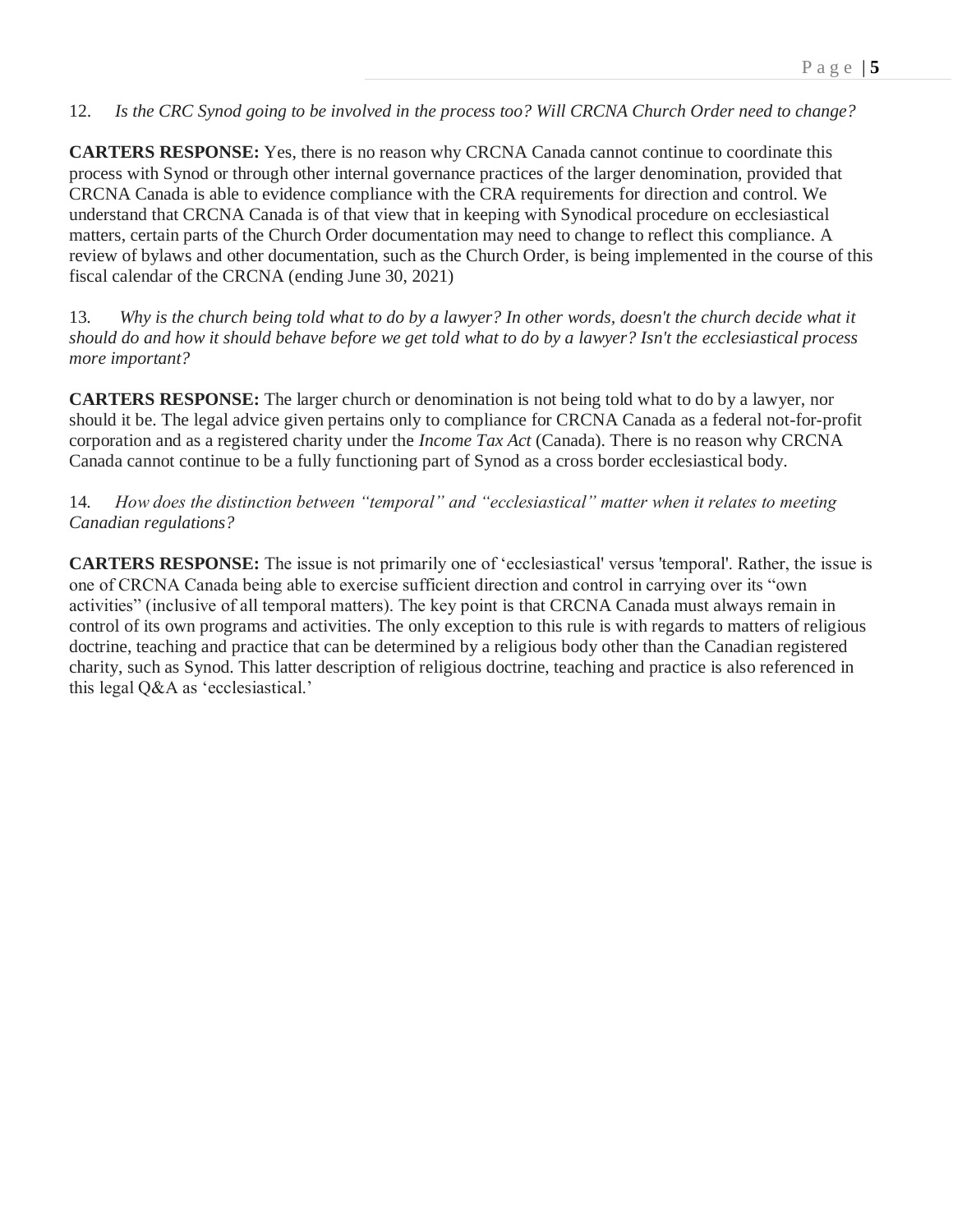12. *Is the CRC Synod going to be involved in the process too? Will CRCNA Church Order need to change?*

**CARTERS RESPONSE:** Yes, there is no reason why CRCNA Canada cannot continue to coordinate this process with Synod or through other internal governance practices of the larger denomination, provided that CRCNA Canada is able to evidence compliance with the CRA requirements for direction and control. We understand that CRCNA Canada is of that view that in keeping with Synodical procedure on ecclesiastical matters, certain parts of the Church Order documentation may need to change to reflect this compliance. A review of bylaws and other documentation, such as the Church Order, is being implemented in the course of this fiscal calendar of the CRCNA (ending June 30, 2021)

13. *Why is the church being told what to do by a lawyer? In other words, doesn't the church decide what it should do and how it should behave before we get told what to do by a lawyer? Isn't the ecclesiastical process more important?*

**CARTERS RESPONSE:** The larger church or denomination is not being told what to do by a lawyer, nor should it be. The legal advice given pertains only to compliance for CRCNA Canada as a federal not-for-profit corporation and as a registered charity under the *Income Tax Act* (Canada). There is no reason why CRCNA Canada cannot continue to be a fully functioning part of Synod as a cross border ecclesiastical body.

14. *How does the distinction between "temporal" and "ecclesiastical" matter when it relates to meeting Canadian regulations?*

**CARTERS RESPONSE:** The issue is not primarily one of 'ecclesiastical' versus 'temporal'. Rather, the issue is one of CRCNA Canada being able to exercise sufficient direction and control in carrying over its "own activities" (inclusive of all temporal matters). The key point is that CRCNA Canada must always remain in control of its own programs and activities. The only exception to this rule is with regards to matters of religious doctrine, teaching and practice that can be determined by a religious body other than the Canadian registered charity, such as Synod. This latter description of religious doctrine, teaching and practice is also referenced in this legal Q&A as 'ecclesiastical.'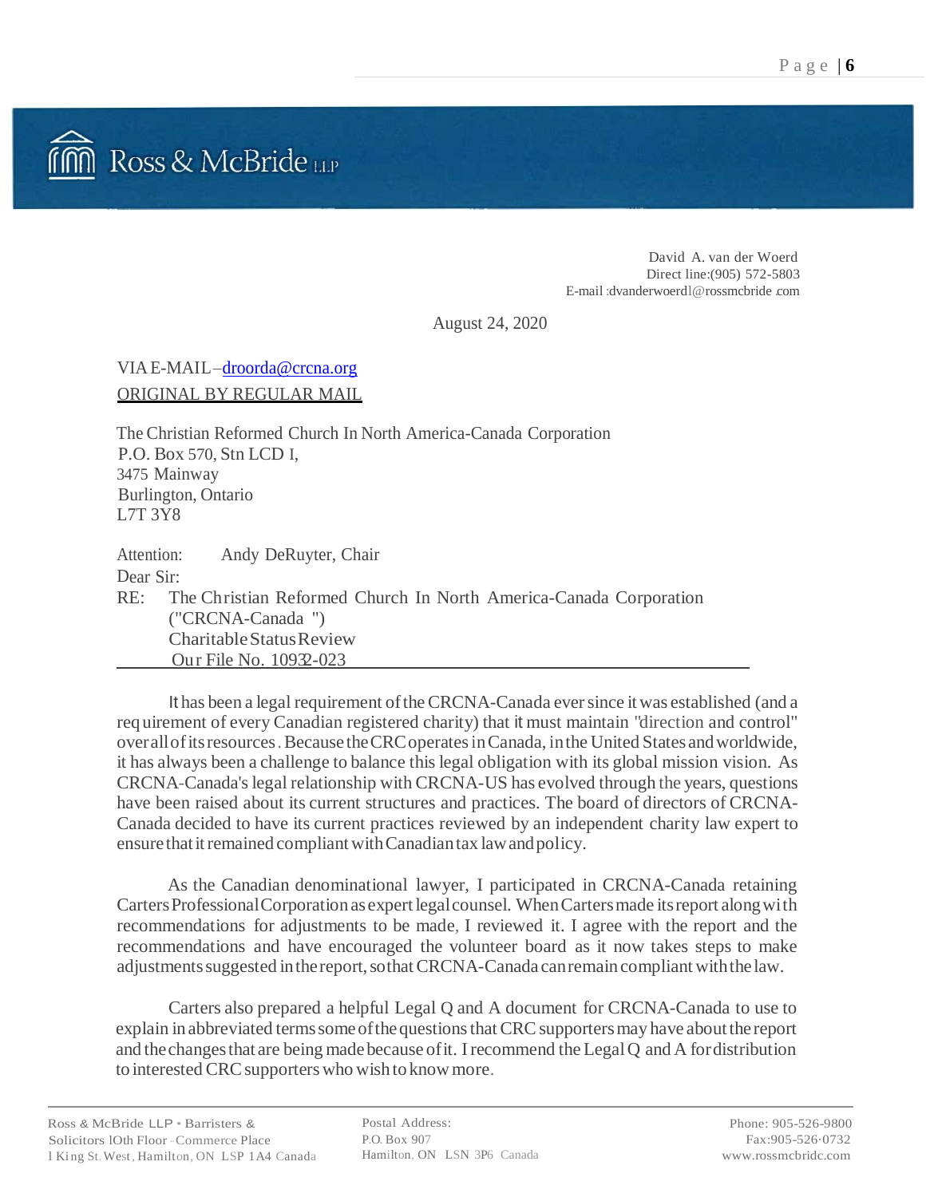Ross & McBride LLP

David A. van der Woerd
Direct line:(905) 572-5803
E-mail :dvanderwoerdl@rossmcbride .com

August 24, 2020

VIA E-MAIL–droorda@crcna.org
ORIGINAL BY REGULAR MAIL

The Christian Reformed Church In North America-Canada Corporation
P.O. Box 570, Stn LCD I,
3475 Mainway
Burlington, Ontario
L7T 3Y8

Attention: Andy DeRuyter, Chair

Dear Sir:

RE: The Christian Reformed Church In North America-Canada Corporation ("CRCNA-Canada ")
Charitable Status Review
Our File No. 10932-023

It has been a legal requirement of the CRCNA-Canada ever since it was established (and a requirement of every Canadian registered charity) that it must maintain "direction and control" over all of its resources. Because the CRC operates in Canada, in the United States and worldwide, it has always been a challenge to balance this legal obligation with its global mission vision. As CRCNA-Canada's legal relationship with CRCNA-US has evolved through the years, questions have been raised about its current structures and practices. The board of directors of CRCNA-Canada decided to have its current practices reviewed by an independent charity law expert to ensure that it remained compliant with Canadian tax law and policy.

As the Canadian denominational lawyer, I participated in CRCNA-Canada retaining Carters Professional Corporation as expert legal counsel. When Carters made its report along with recommendations for adjustments to be made, I reviewed it. I agree with the report and the recommendations and have encouraged the volunteer board as it now takes steps to make adjustments suggested in the report, so that CRCNA-Canada can remain compliant with the law.

Carters also prepared a helpful Legal Q and A document for CRCNA-Canada to use to explain in abbreviated terms some of the questions that CRC supporters may have about the report and the changes that are being made because of it. I recommend the Legal Q and A for distribution to interested CRC supporters who wish to know more.

Ross & McBride LLP • Barristers & Solicitors 10th Floor - Commerce Place 1 King St. West, Hamilton, ON L8P 1A4 Canada

Postal Address: P.O. Box 907 Hamilton, ON L8N 3P6 Canada

Phone: 905-526-9800 Fax:905-526-0732 www.rossmcbride.com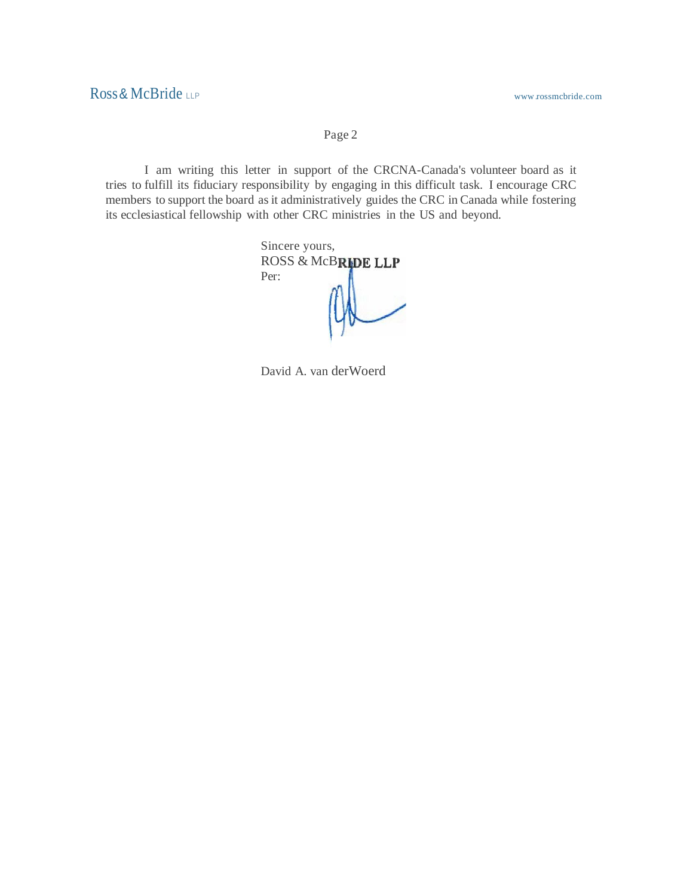I am writing this letter in support of the CRCNA-Canada's volunteer board as it tries to fulfill its fiduciary responsibility by engaging in this difficult task. I encourage CRC members to support the board as it administratively guides the CRC in Canada while fostering its ecclesiastical fellowship with other CRC ministries in the US and beyond.

Sincere yours,
ROSS & McBRIDE LLP
Per:

David A. van derWoerd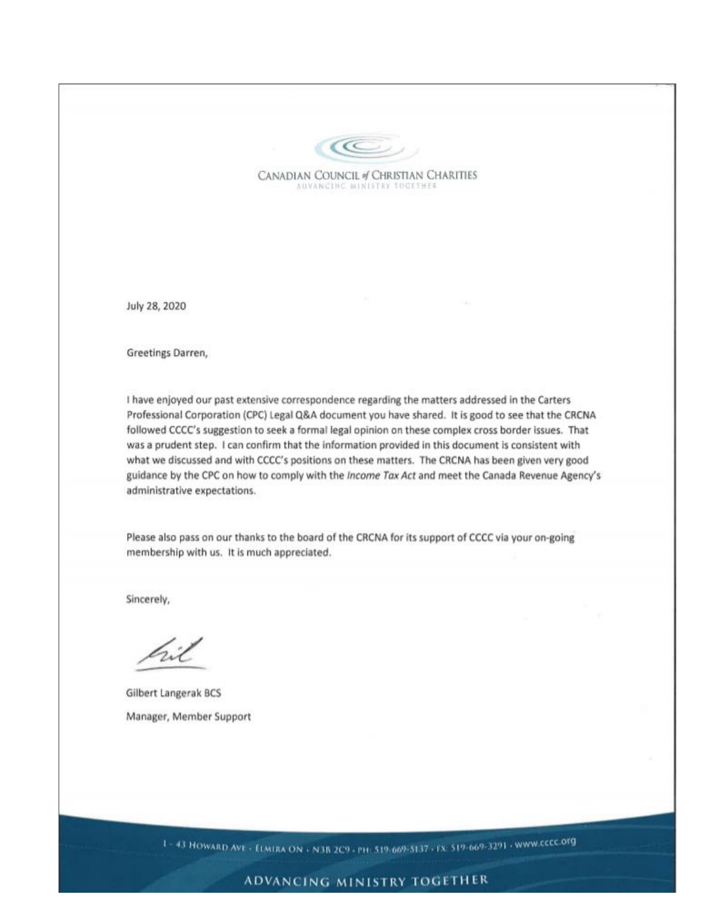CANADIAN COUNCIL *of* CHRISTIAN CHARITIES

ADVANCING MINISTRY TOGETHER

July 28, 2020

Greetings Darren,

I have enjoyed our past extensive correspondence regarding the matters addressed in the Carters Professional Corporation (CPC) Legal Q&A document you have shared. It is good to see that the CRCNA followed CCCC's suggestion to seek a formal legal opinion on these complex cross border issues. That was a prudent step. I can confirm that the information provided in this document is consistent with what we discussed and with CCCC's positions on these matters. The CRCNA has been given very good guidance by the CPC on how to comply with the *Income Tax Act* and meet the Canada Revenue Agency's administrative expectations.

Please also pass on our thanks to the board of the CRCNA for its support of CCCC via your on-going membership with us. It is much appreciated.

Sincerely,

Gil

Gilbert Langerak BCS

Manager, Member Support

1 - 43 HOWARD AVE · ELMIRA ON · N3B 2C9 · PH: 519-669-5137 · FX: 519-669-3291 · www.cccc.org

ADVANCING MINISTRY TOGETHER